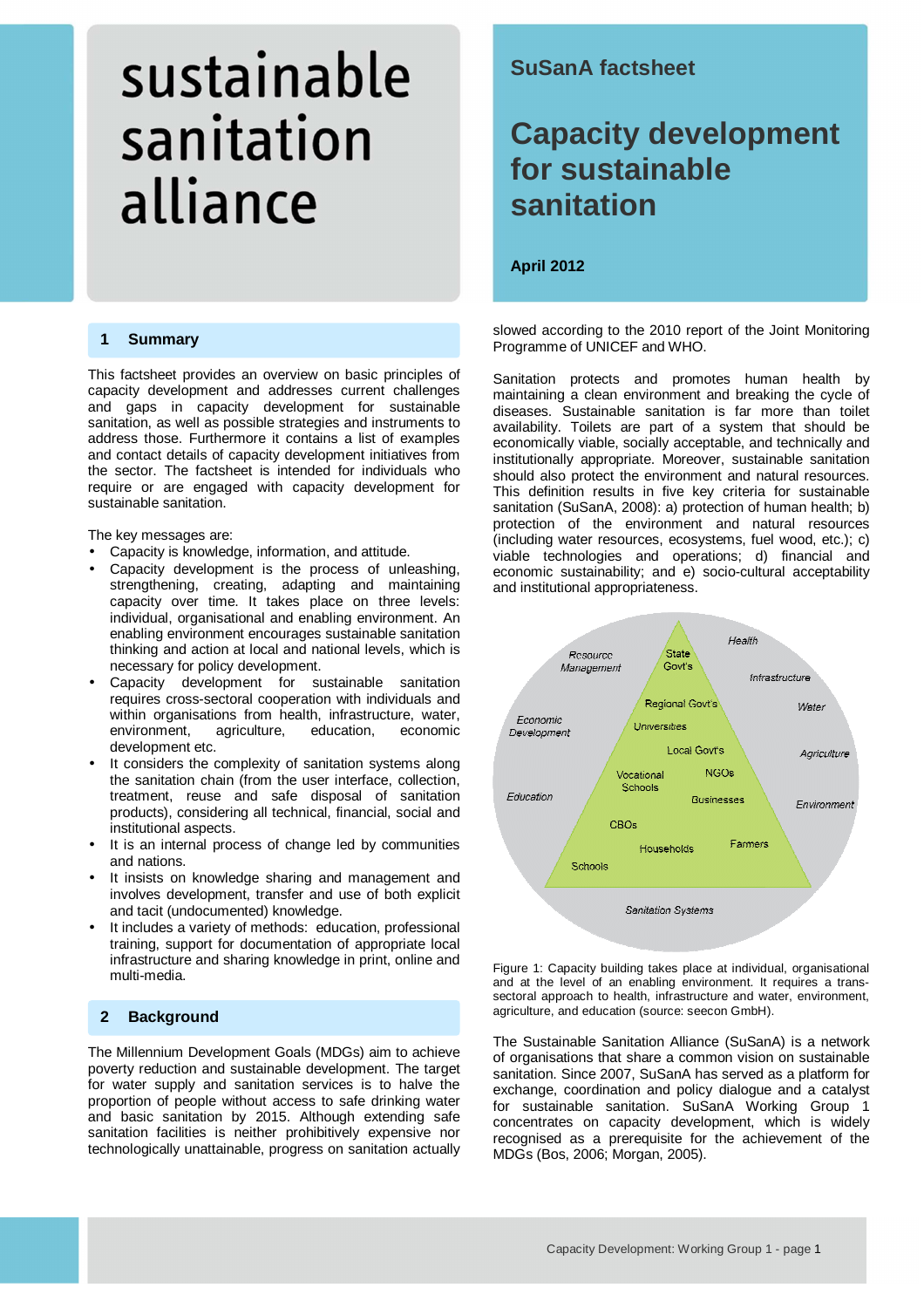sustainable sanitation alliance

SuSanA factsheet

# Capacity development for sustainable sanitation

**April 2012**

## 1 Summary

This factsheet provides an overview on basic principles of capacity development and addresses current challenges and gaps in capacity development for sustainable sanitation, as well as possible strategies and instruments to address those. Furthermore it contains a list of examples and contact details of capacity development initiatives from the sector. The factsheet is intended for individuals who require or are engaged with capacity development for sustainable sanitation.

The key messages are:

- Capacity is knowledge, information, and attitude.
- Capacity development is the process of unleashing, strengthening, creating, adapting and maintaining capacity over time. It takes place on three levels: individual, organisational and enabling environment. An enabling environment encourages sustainable sanitation thinking and action at local and national levels, which is necessary for policy development.
- Capacity development for sustainable sanitation requires cross-sectoral cooperation with individuals and within organisations from health, infrastructure, water, environment, agriculture, education, economic development etc.
- It considers the complexity of sanitation systems along the sanitation chain (from the user interface, collection, treatment, reuse and safe disposal of sanitation products), considering all technical, financial, social and institutional aspects.
- It is an internal process of change led by communities and nations.
- It insists on knowledge sharing and management and involves development, transfer and use of both explicit and tacit (undocumented) knowledge.
- It includes a variety of methods: education, professional training, support for documentation of appropriate local infrastructure and sharing knowledge in print, online and multi-media.

## 2 Background

The Millennium Development Goals (MDGs) aim to achieve poverty reduction and sustainable development. The target for water supply and sanitation services is to halve the proportion of people without access to safe drinking water and basic sanitation by 2015. Although extending safe sanitation facilities is neither prohibitively expensive nor technologically unattainable, progress on sanitation actually slowed according to the 2010 report of the Joint Monitoring Programme of UNICEF and WHO.

Sanitation protects and promotes human health by maintaining a clean environment and breaking the cycle of diseases. Sustainable sanitation is far more than toilet availability. Toilets are part of a system that should be economically viable, socially acceptable, and technically and institutionally appropriate. Moreover, sustainable sanitation should also protect the environment and natural resources. This definition results in five key criteria for sustainable sanitation (SuSanA, 2008): a) protection of human health; b) protection of the environment and natural resources (including water resources, ecosystems, fuel wood, etc.); c) viable technologies and operations; d) financial and economic sustainability; and e) socio-cultural acceptability and institutional appropriateness.

Figure 1: Capacity building takes place at individual, organisational and at the level of an enabling environment. It requires a trans-sectoral approach to health, infrastructure and water, environment, agriculture, and education (source: seecon GmbH).

The Sustainable Sanitation Alliance (SuSanA) is a network of organisations that share a common vision on sustainable sanitation. Since 2007, SuSanA has served as a platform for exchange, coordination and policy dialogue and a catalyst for sustainable sanitation. SuSanA Working Group 1 concentrates on capacity development, which is widely recognised as a prerequisite for the achievement of the MDGs (Bos, 2006; Morgan, 2005).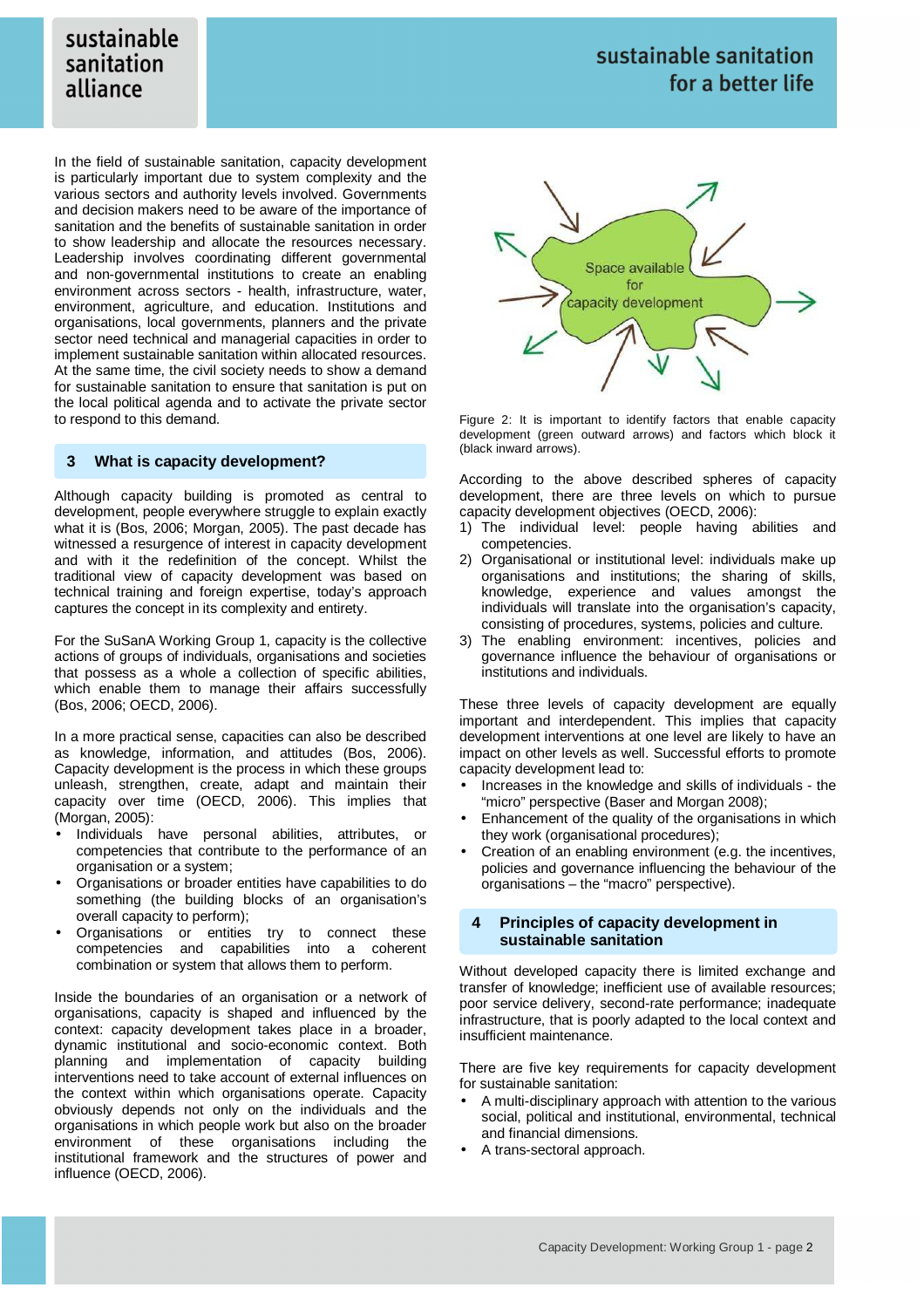In the field of sustainable sanitation, capacity development is particularly important due to system complexity and the various sectors and authority levels involved. Governments and decision makers need to be aware of the importance of sanitation and the benefits of sustainable sanitation in order to show leadership and allocate the resources necessary. Leadership involves coordinating different governmental and non-governmental institutions to create an enabling environment across sectors - health, infrastructure, water, environment, agriculture, and education. Institutions and organisations, local governments, planners and the private sector need technical and managerial capacities in order to implement sustainable sanitation within allocated resources. At the same time, the civil society needs to show a demand for sustainable sanitation to ensure that sanitation is put on the local political agenda and to activate the private sector to respond to this demand.

## 3 What is capacity development?

Although capacity building is promoted as central to development, people everywhere struggle to explain exactly what it is (Bos, 2006; Morgan, 2005). The past decade has witnessed a resurgence of interest in capacity development and with it the redefinition of the concept. Whilst the traditional view of capacity development was based on technical training and foreign expertise, today's approach captures the concept in its complexity and entirety.

For the SuSanA Working Group 1, capacity is the collective actions of groups of individuals, organisations and societies that possess as a whole a collection of specific abilities, which enable them to manage their affairs successfully (Bos, 2006; OECD, 2006).

In a more practical sense, capacities can also be described as knowledge, information, and attitudes (Bos, 2006). Capacity development is the process in which these groups unleash, strengthen, create, adapt and maintain their capacity over time (OECD, 2006). This implies that (Morgan, 2005):

- Individuals have personal abilities, attributes, or competencies that contribute to the performance of an organisation or a system;
- Organisations or broader entities have capabilities to do something (the building blocks of an organisation's overall capacity to perform);
- Organisations or entities try to connect these competencies and capabilities into a coherent combination or system that allows them to perform.

Inside the boundaries of an organisation or a network of organisations, capacity is shaped and influenced by the context: capacity development takes place in a broader, dynamic institutional and socio-economic context. Both planning and implementation of capacity building interventions need to take account of external influences on the context within which organisations operate. Capacity obviously depends not only on the individuals and the organisations in which people work but also on the broader environment of these organisations including the institutional framework and the structures of power and influence (OECD, 2006).

Figure 2: It is important to identify factors that enable capacity development (green outward arrows) and factors which block it (black inward arrows).

According to the above described spheres of capacity development, there are three levels on which to pursue capacity development objectives (OECD, 2006):

1) The individual level: people having abilities and competencies.
2) Organisational or institutional level: individuals make up organisations and institutions; the sharing of skills, knowledge, experience and values amongst the individuals will translate into the organisation's capacity, consisting of procedures, systems, policies and culture.
3) The enabling environment: incentives, policies and governance influence the behaviour of organisations or institutions and individuals.

These three levels of capacity development are equally important and interdependent. This implies that capacity development interventions at one level are likely to have an impact on other levels as well. Successful efforts to promote capacity development lead to:

- Increases in the knowledge and skills of individuals - the "micro" perspective (Baser and Morgan 2008);
- Enhancement of the quality of the organisations in which they work (organisational procedures);
- Creation of an enabling environment (e.g. the incentives, policies and governance influencing the behaviour of the organisations – the "macro" perspective).

## 4 Principles of capacity development in sustainable sanitation

Without developed capacity there is limited exchange and transfer of knowledge; inefficient use of available resources; poor service delivery, second-rate performance; inadequate infrastructure, that is poorly adapted to the local context and insufficient maintenance.

There are five key requirements for capacity development for sustainable sanitation:

- A multi-disciplinary approach with attention to the various social, political and institutional, environmental, technical and financial dimensions.
- A trans-sectoral approach.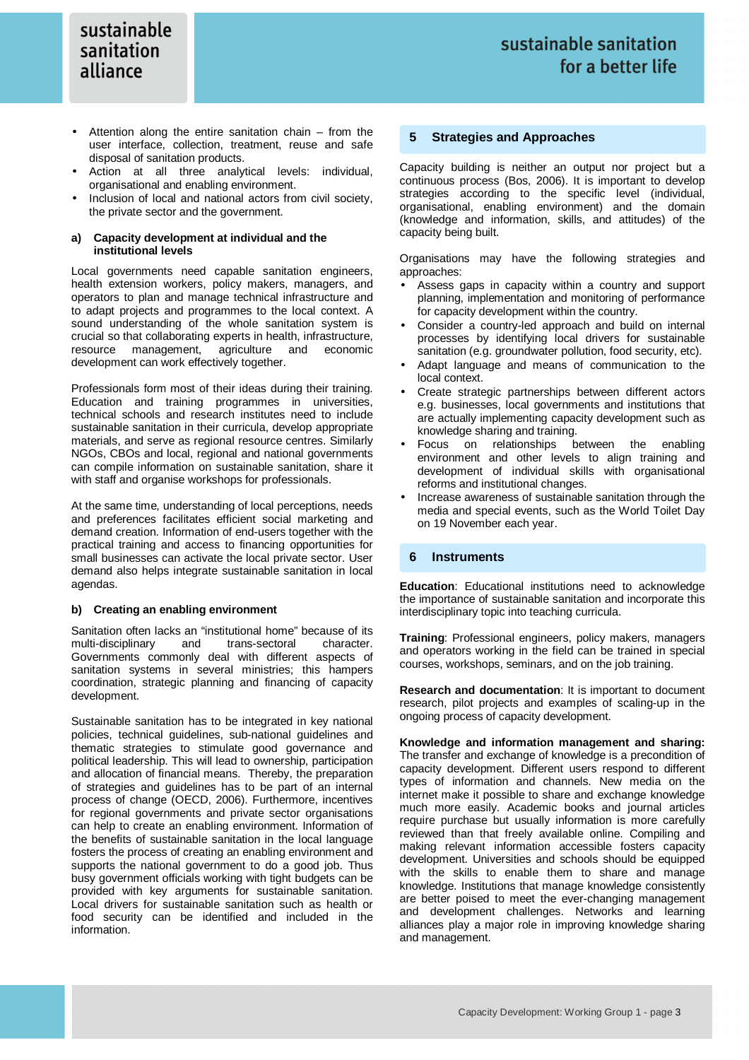- Attention along the entire sanitation chain – from the user interface, collection, treatment, reuse and safe disposal of sanitation products.
- Action at all three analytical levels: individual, organisational and enabling environment.
- Inclusion of local and national actors from civil society, the private sector and the government.

### a) Capacity development at individual and the institutional levels

Local governments need capable sanitation engineers, health extension workers, policy makers, managers, and operators to plan and manage technical infrastructure and to adapt projects and programmes to the local context. A sound understanding of the whole sanitation system is crucial so that collaborating experts in health, infrastructure, resource management, agriculture and economic development can work effectively together.

Professionals form most of their ideas during their training. Education and training programmes in universities, technical schools and research institutes need to include sustainable sanitation in their curricula, develop appropriate materials, and serve as regional resource centres. Similarly NGOs, CBOs and local, regional and national governments can compile information on sustainable sanitation, share it with staff and organise workshops for professionals.

At the same time, understanding of local perceptions, needs and preferences facilitates efficient social marketing and demand creation. Information of end-users together with the practical training and access to financing opportunities for small businesses can activate the local private sector. User demand also helps integrate sustainable sanitation in local agendas.

### b) Creating an enabling environment

Sanitation often lacks an "institutional home" because of its multi-disciplinary and trans-sectoral character. Governments commonly deal with different aspects of sanitation systems in several ministries; this hampers coordination, strategic planning and financing of capacity development.

Sustainable sanitation has to be integrated in key national policies, technical guidelines, sub-national guidelines and thematic strategies to stimulate good governance and political leadership. This will lead to ownership, participation and allocation of financial means. Thereby, the preparation of strategies and guidelines has to be part of an internal process of change (OECD, 2006). Furthermore, incentives for regional governments and private sector organisations can help to create an enabling environment. Information of the benefits of sustainable sanitation in the local language fosters the process of creating an enabling environment and supports the national government to do a good job. Thus busy government officials working with tight budgets can be provided with key arguments for sustainable sanitation. Local drivers for sustainable sanitation such as health or food security can be identified and included in the information.

## 5 Strategies and Approaches

Capacity building is neither an output nor project but a continuous process (Bos, 2006). It is important to develop strategies according to the specific level (individual, organisational, enabling environment) and the domain (knowledge and information, skills, and attitudes) of the capacity being built.

Organisations may have the following strategies and approaches:

- Assess gaps in capacity within a country and support planning, implementation and monitoring of performance for capacity development within the country.
- Consider a country-led approach and build on internal processes by identifying local drivers for sustainable sanitation (e.g. groundwater pollution, food security, etc).
- Adapt language and means of communication to the local context.
- Create strategic partnerships between different actors e.g. businesses, local governments and institutions that are actually implementing capacity development such as knowledge sharing and training.
- Focus on relationships between the enabling environment and other levels to align training and development of individual skills with organisational reforms and institutional changes.
- Increase awareness of sustainable sanitation through the media and special events, such as the World Toilet Day on 19 November each year.

## 6 Instruments

**Education**: Educational institutions need to acknowledge the importance of sustainable sanitation and incorporate this interdisciplinary topic into teaching curricula.

**Training**: Professional engineers, policy makers, managers and operators working in the field can be trained in special courses, workshops, seminars, and on the job training.

**Research and documentation**: It is important to document research, pilot projects and examples of scaling-up in the ongoing process of capacity development.

**Knowledge and information management and sharing:** The transfer and exchange of knowledge is a precondition of capacity development. Different users respond to different types of information and channels. New media on the internet make it possible to share and exchange knowledge much more easily. Academic books and journal articles require purchase but usually information is more carefully reviewed than that freely available online. Compiling and making relevant information accessible fosters capacity development. Universities and schools should be equipped with the skills to enable them to share and manage knowledge. Institutions that manage knowledge consistently are better poised to meet the ever-changing management and development challenges. Networks and learning alliances play a major role in improving knowledge sharing and management.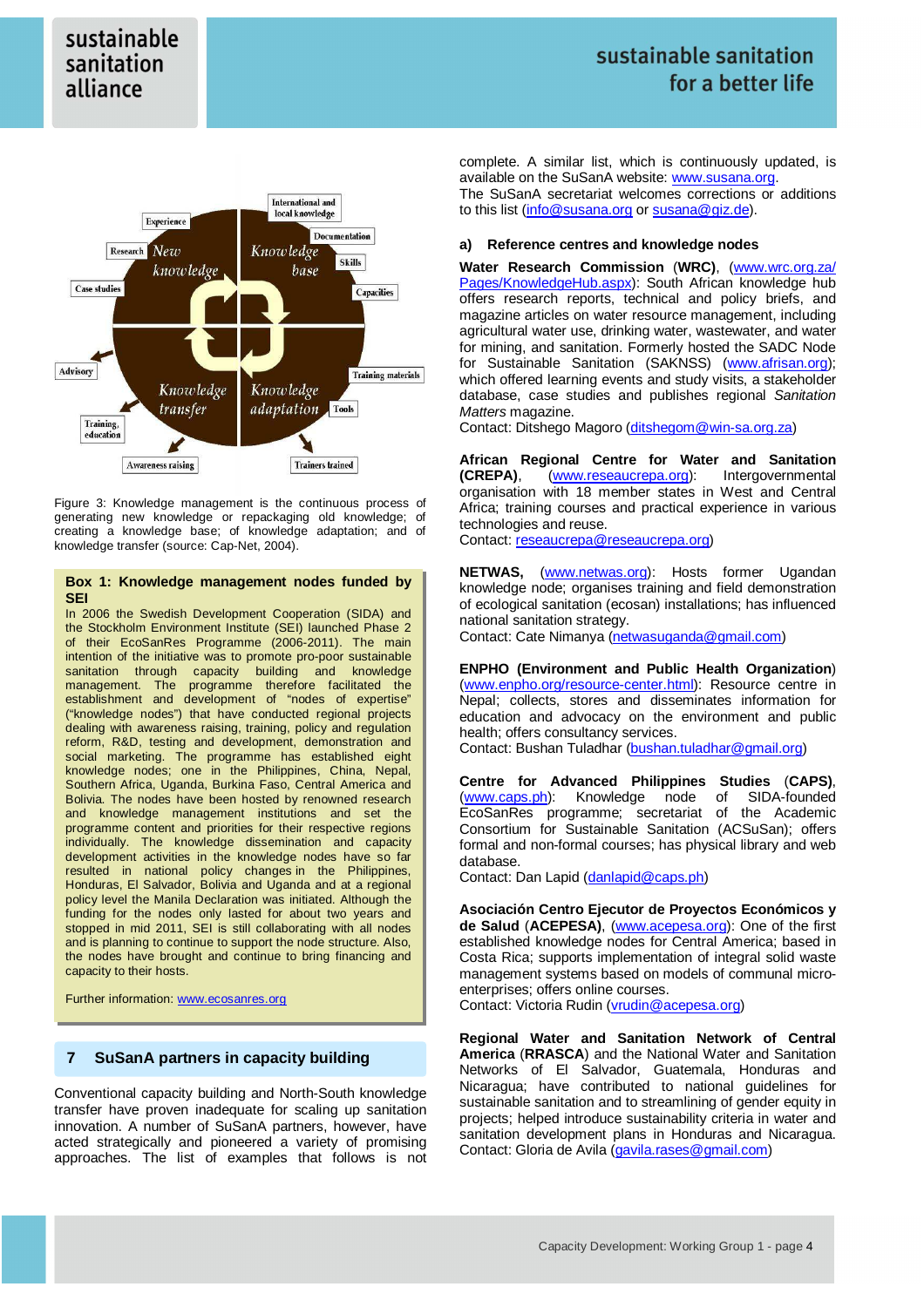Figure 3: Knowledge management is the continuous process of generating new knowledge or repackaging old knowledge; of creating a knowledge base; of knowledge adaptation; and of knowledge transfer (source: Cap-Net, 2004).

**Box 1: Knowledge management nodes funded by SEI**

In 2006 the Swedish Development Cooperation (SIDA) and the Stockholm Environment Institute (SEI) launched Phase 2 of their EcoSanRes Programme (2006-2011). The main intention of the initiative was to promote pro-poor sustainable sanitation through capacity building and knowledge management. The programme therefore facilitated the establishment and development of "nodes of expertise" ("knowledge nodes") that have conducted regional projects dealing with awareness raising, training, policy and regulation reform, R&D, testing and development, demonstration and social marketing. The programme has established eight knowledge nodes; one in the Philippines, China, Nepal, Southern Africa, Uganda, Burkina Faso, Central America and Bolivia. The nodes have been hosted by renowned research and knowledge management institutions and set the programme content and priorities for their respective regions individually. The knowledge dissemination and capacity development activities in the knowledge nodes have so far resulted in national policy changes in the Philippines, Honduras, El Salvador, Bolivia and Uganda and at a regional policy level the Manila Declaration was initiated. Although the funding for the nodes only lasted for about two years and stopped in mid 2011, SEI is still collaborating with all nodes and is planning to continue to support the node structure. Also, the nodes have brought and continue to bring financing and capacity to their hosts.

Further information: www.ecosanres.org

## 7 SuSanA partners in capacity building

Conventional capacity building and North-South knowledge transfer have proven inadequate for scaling up sanitation innovation. A number of SuSanA partners, however, have acted strategically and pioneered a variety of promising approaches. The list of examples that follows is not complete. A similar list, which is continuously updated, is available on the SuSanA website: www.susana.org.

The SuSanA secretariat welcomes corrections or additions to this list (info@susana.org or susana@giz.de).

### a) Reference centres and knowledge nodes

**Water Research Commission** (**WRC**), (www.wrc.org.za/Pages/KnowledgeHub.aspx): South African knowledge hub offers research reports, technical and policy briefs, and magazine articles on water resource management, including agricultural water use, drinking water, wastewater, and water for mining, and sanitation. Formerly hosted the SADC Node for Sustainable Sanitation (SAKNSS) (www.afrisan.org); which offered learning events and study visits, a stakeholder database, case studies and publishes regional *Sanitation Matters* magazine.
Contact: Ditshego Magoro (ditshegom@win-sa.org.za)

**African Regional Centre for Water and Sanitation (CREPA)**, (www.reseaucrepa.org): Intergovernmental organisation with 18 member states in West and Central Africa; training courses and practical experience in various technologies and reuse.
Contact: reseaucrepa@reseaucrepa.org)

**NETWAS,** (www.netwas.org): Hosts former Ugandan knowledge node; organises training and field demonstration of ecological sanitation (ecosan) installations; has influenced national sanitation strategy.
Contact: Cate Nimanya (netwasuganda@gmail.com)

**ENPHO (Environment and Public Health Organization**) (www.enpho.org/resource-center.html): Resource centre in Nepal; collects, stores and disseminates information for education and advocacy on the environment and public health; offers consultancy services.
Contact: Bushan Tuladhar (bushan.tuladhar@gmail.org)

**Centre for Advanced Philippines Studies** (**CAPS**), (www.caps.ph): Knowledge node of SIDA-founded EcoSanRes programme; secretariat of the Academic Consortium for Sustainable Sanitation (ACSuSan); offers formal and non-formal courses; has physical library and web database.
Contact: Dan Lapid (danlapid@caps.ph)

**Asociación Centro Ejecutor de Proyectos Económicos y de Salud** (**ACEPESA**), (www.acepesa.org): One of the first established knowledge nodes for Central America; based in Costa Rica; supports implementation of integral solid waste management systems based on models of communal micro-enterprises; offers online courses.
Contact: Victoria Rudin (vrudin@acepesa.org)

**Regional Water and Sanitation Network of Central America** (**RRASCA**) and the National Water and Sanitation Networks of El Salvador, Guatemala, Honduras and Nicaragua; have contributed to national guidelines for sustainable sanitation and to streamlining of gender equity in projects; helped introduce sustainability criteria in water and sanitation development plans in Honduras and Nicaragua.
Contact: Gloria de Avila (gavila.rases@gmail.com)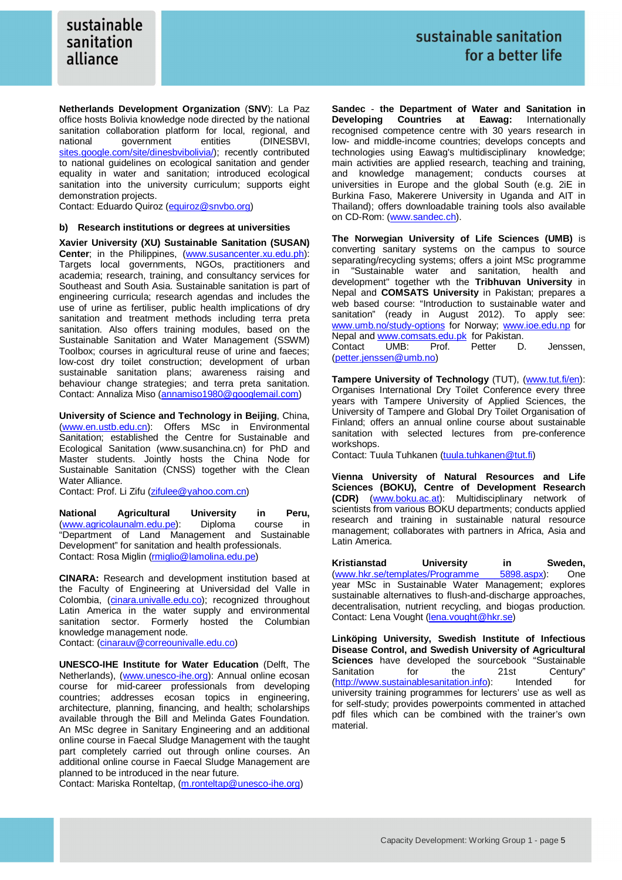**Netherlands Development Organization (SNV)**: La Paz office hosts Bolivia knowledge node directed by the national sanitation collaboration platform for local, regional, and national government entities (DINESBVI, sites.google.com/site/dinesbvibolivia/); recently contributed to national guidelines on ecological sanitation and gender equality in water and sanitation; introduced ecological sanitation into the university curriculum; supports eight demonstration projects.
Contact: Eduardo Quiroz (equiroz@snvbo.org)

### b) Research institutions or degrees at universities

**Xavier University (XU) Sustainable Sanitation (SUSAN) Center**; in the Philippines, (www.susancenter.xu.edu.ph): Targets local governments, NGOs, practitioners and academia; research, training, and consultancy services for Southeast and South Asia. Sustainable sanitation is part of engineering curricula; research agendas and includes the use of urine as fertiliser, public health implications of dry sanitation and treatment methods including terra preta sanitation. Also offers training modules, based on the Sustainable Sanitation and Water Management (SSWM) Toolbox; courses in agricultural reuse of urine and faeces; low-cost dry toilet construction; development of urban sustainable sanitation plans; awareness raising and behaviour change strategies; and terra preta sanitation.
Contact: Annaliza Miso (annamiso1980@googlemail.com)

**University of Science and Technology in Beijing**, China, (www.en.ustb.edu.cn): Offers MSc in Environmental Sanitation; established the Centre for Sustainable and Ecological Sanitation (www.susanchina.cn) for PhD and Master students. Jointly hosts the China Node for Sustainable Sanitation (CNSS) together with the Clean Water Alliance.
Contact: Prof. Li Zifu (zifulee@yahoo.com.cn)

**National Agricultural University in Peru**, (www.agricolaunalm.edu.pe): Diploma course in "Department of Land Management and Sustainable Development" for sanitation and health professionals.
Contact: Rosa Miglin (rmiglio@lamolina.edu.pe)

**CINARA:** Research and development institution based at the Faculty of Engineering at Universidad del Valle in Colombia, (cinara.univalle.edu.co); recognized throughout Latin America in the water supply and environmental sanitation sector. Formerly hosted the Columbian knowledge management node.
Contact: (cinarauv@correounivalle.edu.co)

**UNESCO-IHE Institute for Water Education** (Delft, The Netherlands), (www.unesco-ihe.org): Annual online ecosan course for mid-career professionals from developing countries; addresses ecosan topics in engineering, architecture, planning, financing, and health; scholarships available through the Bill and Melinda Gates Foundation. An MSc degree in Sanitary Engineering and an additional online course in Faecal Sludge Management with the taught part completely carried out through online courses. An additional online course in Faecal Sludge Management are planned to be introduced in the near future.
Contact: Mariska Ronteltap, (m.ronteltap@unesco-ihe.org)

**Sandec - the Department of Water and Sanitation in Developing Countries at Eawag:** Internationally recognised competence centre with 30 years research in low- and middle-income countries; develops concepts and technologies using Eawag's multidisciplinary knowledge; main activities are applied research, teaching and training, and knowledge management; conducts courses at universities in Europe and the global South (e.g. 2iE in Burkina Faso, Makerere University in Uganda and AIT in Thailand); offers downloadable training tools also available on CD-Rom: (www.sandec.ch).

**The Norwegian University of Life Sciences (UMB)** is converting sanitary systems on the campus to source separating/recycling systems; offers a joint MSc programme in "Sustainable water and sanitation, health and development" together wth the **Tribhuvan University** in Nepal and **COMSATS University** in Pakistan; prepares a web based course: "Introduction to sustainable water and sanitation" (ready in August 2012). To apply see: www.umb.no/study-options for Norway; www.ioe.edu.np for Nepal and www.comsats.edu.pk for Pakistan.
Contact UMB: Prof. Petter D. Jenssen, (petter.jenssen@umb.no)

**Tampere University of Technology** (TUT), (www.tut.fi/en): Organises International Dry Toilet Conference every three years with Tampere University of Applied Sciences, the University of Tampere and Global Dry Toilet Organisation of Finland; offers an annual online course about sustainable sanitation with selected lectures from pre-conference workshops.
Contact: Tuula Tuhkanen (tuula.tuhkanen@tut.fi)

**Vienna University of Natural Resources and Life Sciences (BOKU), Centre of Development Research (CDR)** (www.boku.ac.at): Multidisciplinary network of scientists from various BOKU departments; conducts applied research and training in sustainable natural resource management; collaborates with partners in Africa, Asia and Latin America.

**Kristianstad University in Sweden**, (www.hkr.se/templates/Programme____5898.aspx): One year MSc in Sustainable Water Management; explores sustainable alternatives to flush-and-discharge approaches, decentralisation, nutrient recycling, and biogas production.
Contact: Lena Vought (lena.vought@hkr.se)

**Linköping University, Swedish Institute of Infectious Disease Control, and Swedish University of Agricultural Sciences** have developed the sourcebook "Sustainable Sanitation for the 21st Century" (http://www.sustainablesanitation.info): Intended for university training programmes for lecturers' use as well as for self-study; provides powerpoints commented in attached pdf files which can be combined with the trainer's own material.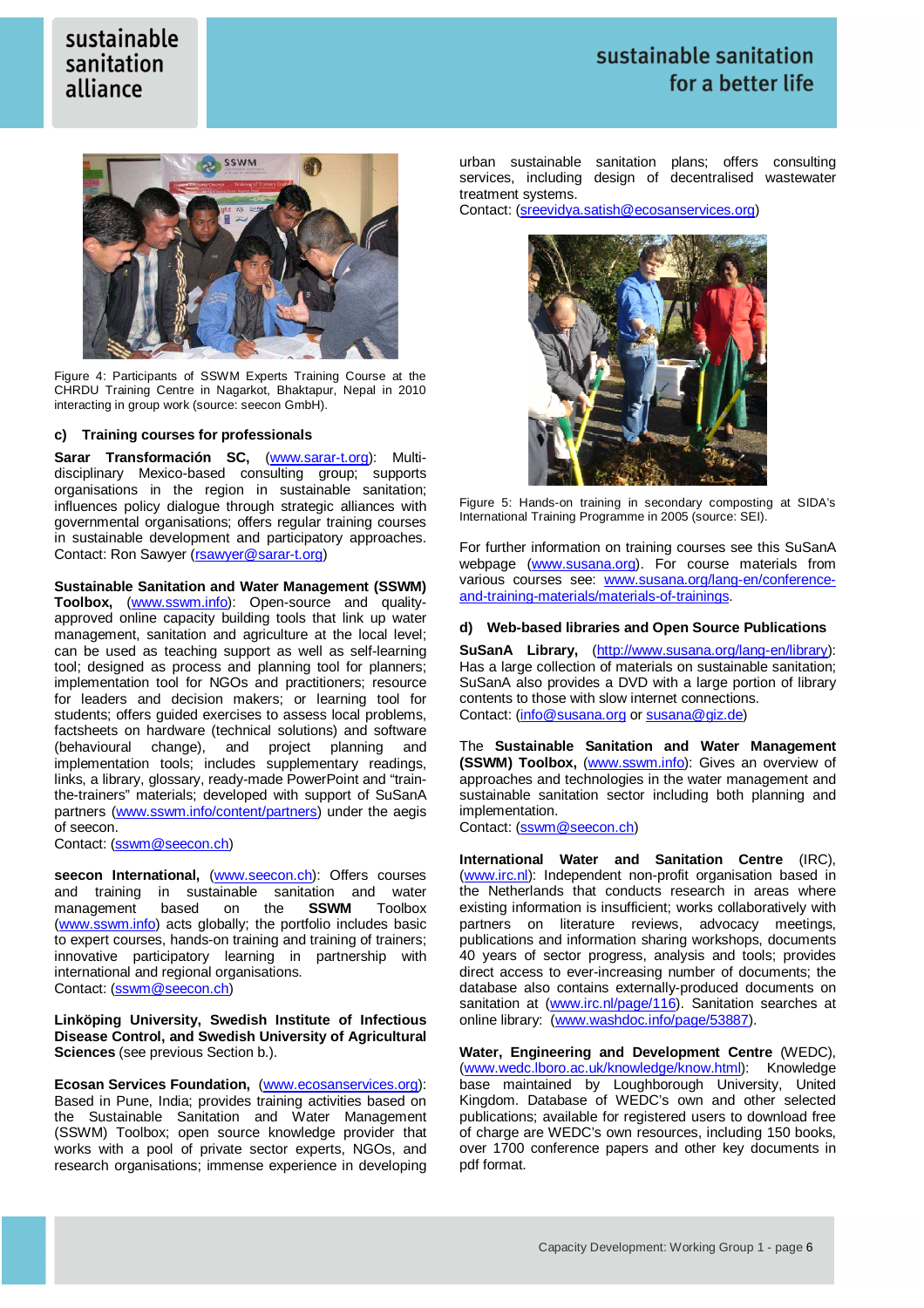Figure 4: Participants of SSWM Experts Training Course at the CHRDU Training Centre in Nagarkot, Bhaktapur, Nepal in 2010 interacting in group work (source: seecon GmbH).

### c) Training courses for professionals

**Sarar Transformación SC,** (www.sarar-t.org): Multi-disciplinary Mexico-based consulting group; supports organisations in the region in sustainable sanitation; influences policy dialogue through strategic alliances with governmental organisations; offers regular training courses in sustainable development and participatory approaches.
Contact: Ron Sawyer (rsawyer@sarar-t.org)

**Sustainable Sanitation and Water Management (SSWM) Toolbox,** (www.sswm.info): Open-source and quality-approved online capacity building tools that link up water management, sanitation and agriculture at the local level; can be used as teaching support as well as self-learning tool; designed as process and planning tool for planners; implementation tool for NGOs and practitioners; resource for leaders and decision makers; or learning tool for students; offers guided exercises to assess local problems, factsheets on hardware (technical solutions) and software (behavioural change), and project planning and implementation tools; includes supplementary readings, links, a library, glossary, ready-made PowerPoint and "train-the-trainers" materials; developed with support of SuSanA partners (www.sswm.info/content/partners) under the aegis of seecon.
Contact: (sswm@seecon.ch)

**seecon International,** (www.seecon.ch): Offers courses and training in sustainable sanitation and water management based on the **SSWM** Toolbox (www.sswm.info) acts globally; the portfolio includes basic to expert courses, hands-on training and training of trainers; innovative participatory learning in partnership with international and regional organisations.
Contact: (sswm@seecon.ch)

**Linköping University, Swedish Institute of Infectious Disease Control, and Swedish University of Agricultural Sciences** (see previous Section b.).

**Ecosan Services Foundation,** (www.ecosanservices.org): Based in Pune, India; provides training activities based on the Sustainable Sanitation and Water Management (SSWM) Toolbox; open source knowledge provider that works with a pool of private sector experts, NGOs, and research organisations; immense experience in developing urban sustainable sanitation plans; offers consulting services, including design of decentralised wastewater treatment systems.
Contact: (sreevidya.satish@ecosanservices.org)

Figure 5: Hands-on training in secondary composting at SIDA's International Training Programme in 2005 (source: SEI).

For further information on training courses see this SuSanA webpage (www.susana.org). For course materials from various courses see: www.susana.org/lang-en/conference-and-training-materials/materials-of-trainings.

### d) Web-based libraries and Open Source Publications

**SuSanA Library,** (http://www.susana.org/lang-en/library): Has a large collection of materials on sustainable sanitation; SuSanA also provides a DVD with a large portion of library contents to those with slow internet connections.
Contact: (info@susana.org or susana@giz.de)

The **Sustainable Sanitation and Water Management (SSWM) Toolbox,** (www.sswm.info): Gives an overview of approaches and technologies in the water management and sustainable sanitation sector including both planning and implementation.
Contact: (sswm@seecon.ch)

**International Water and Sanitation Centre** (IRC), (www.irc.nl): Independent non-profit organisation based in the Netherlands that conducts research in areas where existing information is insufficient; works collaboratively with partners on literature reviews, advocacy meetings, publications and information sharing workshops, documents 40 years of sector progress, analysis and tools; provides direct access to ever-increasing number of documents; the database also contains externally-produced documents on sanitation at (www.irc.nl/page/116). Sanitation searches at online library: (www.washdoc.info/page/53887).

**Water, Engineering and Development Centre** (WEDC), (www.wedc.lboro.ac.uk/knowledge/know.html): Knowledge base maintained by Loughborough University, United Kingdom. Database of WEDC's own and other selected publications; available for registered users to download free of charge are WEDC's own resources, including 150 books, over 1700 conference papers and other key documents in pdf format.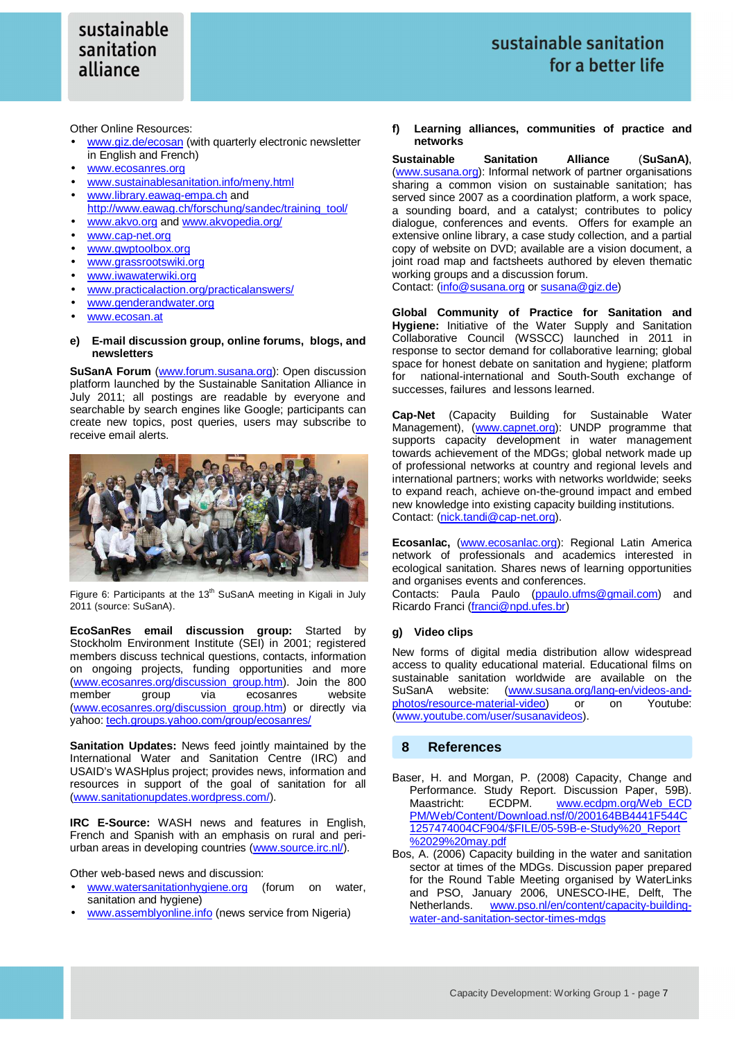Other Online Resources:

- www.giz.de/ecosan (with quarterly electronic newsletter in English and French)
- www.ecosanres.org
- www.sustainablesanitation.info/meny.html
- www.library.eawag-empa.ch and http://www.eawag.ch/forschung/sandec/training_tool/
- www.akvo.org and www.akvopedia.org/
- www.cap-net.org
- www.gwptoolbox.org
- www.grassrootswiki.org
- www.iwawaterwiki.org
- www.practicalaction.org/practicalanswers/
- www.genderandwater.org
- www.ecosan.at

### e) E-mail discussion group, online forums, blogs, and newsletters

**SuSanA Forum** (www.forum.susana.org): Open discussion platform launched by the Sustainable Sanitation Alliance in July 2011; all postings are readable by everyone and searchable by search engines like Google; participants can create new topics, post queries, users may subscribe to receive email alerts.

Figure 6: Participants at the 13th SuSanA meeting in Kigali in July 2011 (source: SuSanA).

**EcoSanRes email discussion group:** Started by Stockholm Environment Institute (SEI) in 2001; registered members discuss technical questions, contacts, information on ongoing projects, funding opportunities and more (www.ecosanres.org/discussion_group.htm). Join the 800 member group via ecosanres website (www.ecosanres.org/discussion_group.htm) or directly via yahoo: tech.groups.yahoo.com/group/ecosanres/

**Sanitation Updates:** News feed jointly maintained by the International Water and Sanitation Centre (IRC) and USAID's WASHplus project; provides news, information and resources in support of the goal of sanitation for all (www.sanitationupdates.wordpress.com/).

**IRC E-Source:** WASH news and features in English, French and Spanish with an emphasis on rural and peri-urban areas in developing countries (www.source.irc.nl/).

Other web-based news and discussion:

- www.watersanitationhygiene.org (forum on water, sanitation and hygiene)
- www.assemblyonline.info (news service from Nigeria)

### f) Learning alliances, communities of practice and networks

**Sustainable Sanitation Alliance (SuSanA)**, (www.susana.org): Informal network of partner organisations sharing a common vision on sustainable sanitation; has served since 2007 as a coordination platform, a work space, a sounding board, and a catalyst; contributes to policy dialogue, conferences and events. Offers for example an extensive online library, a case study collection, and a partial copy of website on DVD; available are a vision document, a joint road map and factsheets authored by eleven thematic working groups and a discussion forum.
Contact: (info@susana.org or susana@giz.de)

**Global Community of Practice for Sanitation and Hygiene:** Initiative of the Water Supply and Sanitation Collaborative Council (WSSCC) launched in 2011 in response to sector demand for collaborative learning; global space for honest debate on sanitation and hygiene; platform for national-international and South-South exchange of successes, failures and lessons learned.

**Cap-Net** (Capacity Building for Sustainable Water Management), (www.capnet.org): UNDP programme that supports capacity development in water management towards achievement of the MDGs; global network made up of professional networks at country and regional levels and international partners; works with networks worldwide; seeks to expand reach, achieve on-the-ground impact and embed new knowledge into existing capacity building institutions.
Contact: (nick.tandi@cap-net.org).

**Ecosanlac,** (www.ecosanlac.org): Regional Latin America network of professionals and academics interested in ecological sanitation. Shares news of learning opportunities and organises events and conferences.
Contacts: Paula Paulo (ppaulo.ufms@gmail.com) and Ricardo Franci (franci@npd.ufes.br)

### g) Video clips

New forms of digital media distribution allow widespread access to quality educational material. Educational films on sustainable sanitation worldwide are available on the SuSanA website: (www.susana.org/lang-en/videos-and-photos/resource-material-video) or on Youtube: (www.youtube.com/user/susanavideos).

## 8 References

Baser, H. and Morgan, P. (2008) Capacity, Change and Performance. Study Report. Discussion Paper, 59B). Maastricht: ECDPM. www.ecdpm.org/Web_ECDPM/Web/Content/Download.nsf/0/200164BB4441F544C1257474004CF904/$FILE/05-59B-e-Study%20_Report%2029%20may.pdf

Bos, A. (2006) Capacity building in the water and sanitation sector at times of the MDGs. Discussion paper prepared for the Round Table Meeting organised by WaterLinks and PSO, January 2006, UNESCO-IHE, Delft, The Netherlands. www.pso.nl/en/content/capacity-building-water-and-sanitation-sector-times-mdgs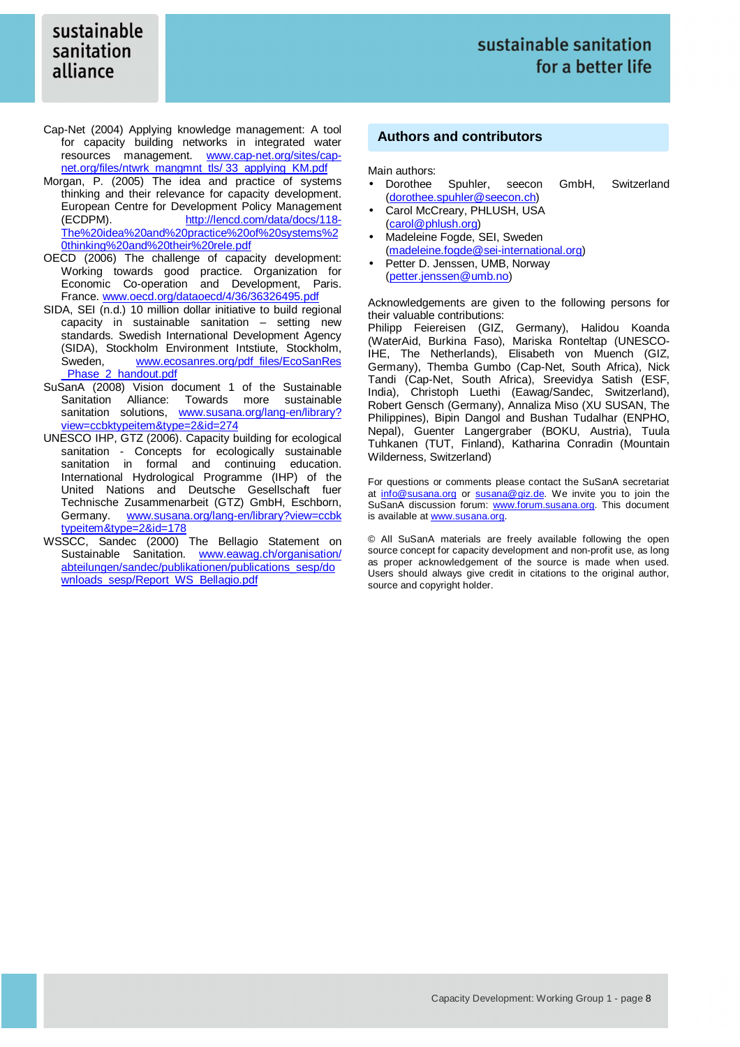Cap-Net (2004) Applying knowledge management: A tool for capacity building networks in integrated water resources management. www.cap-net.org/sites/cap-net.org/files/ntwrk_mangmnt_tls/_33_applying_KM.pdf

Morgan, P. (2005) The idea and practice of systems thinking and their relevance for capacity development. European Centre for Development Policy Management (ECDPM). http://lencd.com/data/docs/118-The%20idea%20and%20practice%20of%20systems%20thinking%20and%20their%20rele.pdf

OECD (2006) The challenge of capacity development: Working towards good practice. Organization for Economic Co-operation and Development, Paris. France. www.oecd.org/dataoecd/4/36/36326495.pdf

SIDA, SEI (n.d.) 10 million dollar initiative to build regional capacity in sustainable sanitation – setting new standards. Swedish International Development Agency (SIDA), Stockholm Environment Intstiute, Stockholm, Sweden, www.ecosanres.org/pdf_files/EcoSanRes_Phase_2_handout.pdf

SuSanA (2008) Vision document 1 of the Sustainable Sanitation Alliance: Towards more sustainable sanitation solutions, www.susana.org/lang-en/library?view=ccbktypeitem&type=2&id=274

UNESCO IHP, GTZ (2006). Capacity building for ecological sanitation - Concepts for ecologically sustainable sanitation in formal and continuing education. International Hydrological Programme (IHP) of the United Nations and Deutsche Gesellschaft fuer Technische Zusammenarbeit (GTZ) GmbH, Eschborn, Germany. www.susana.org/lang-en/library?view=ccbktypeitem&type=2&id=178

WSSCC, Sandec (2000) The Bellagio Statement on Sustainable Sanitation. www.eawag.ch/organisation/abteilungen/sandec/publikationen/publications_sesp/downloads_sesp/Report_WS_Bellagio.pdf

## Authors and contributors

Main authors:

- Dorothee Spuhler, seecon GmbH, Switzerland (dorothee.spuhler@seecon.ch)
- Carol McCreary, PHLUSH, USA (carol@phlush.org)
- Madeleine Fogde, SEI, Sweden (madeleine.fogde@sei-international.org)
- Petter D. Jenssen, UMB, Norway (petter.jenssen@umb.no)

Acknowledgements are given to the following persons for their valuable contributions:
Philipp Feiereisen (GIZ, Germany), Halidou Koanda (WaterAid, Burkina Faso), Mariska Ronteltap (UNESCO-IHE, The Netherlands), Elisabeth von Muench (GIZ, Germany), Themba Gumbo (Cap-Net, South Africa), Nick Tandi (Cap-Net, South Africa), Sreevidya Satish (ESF, India), Christoph Luethi (Eawag/Sandec, Switzerland), Robert Gensch (Germany), Annaliza Miso (XU SUSAN, The Philippines), Bipin Dangol and Bushan Tudalhar (ENPHO, Nepal), Guenter Langergraber (BOKU, Austria), Tuula Tuhkanen (TUT, Finland), Katharina Conradin (Mountain Wilderness, Switzerland)

For questions or comments please contact the SuSanA secretariat at info@susana.org or susana@giz.de. We invite you to join the SuSanA discussion forum: www.forum.susana.org. This document is available at www.susana.org.

© All SuSanA materials are freely available following the open source concept for capacity development and non-profit use, as long as proper acknowledgement of the source is made when used. Users should always give credit in citations to the original author, source and copyright holder.